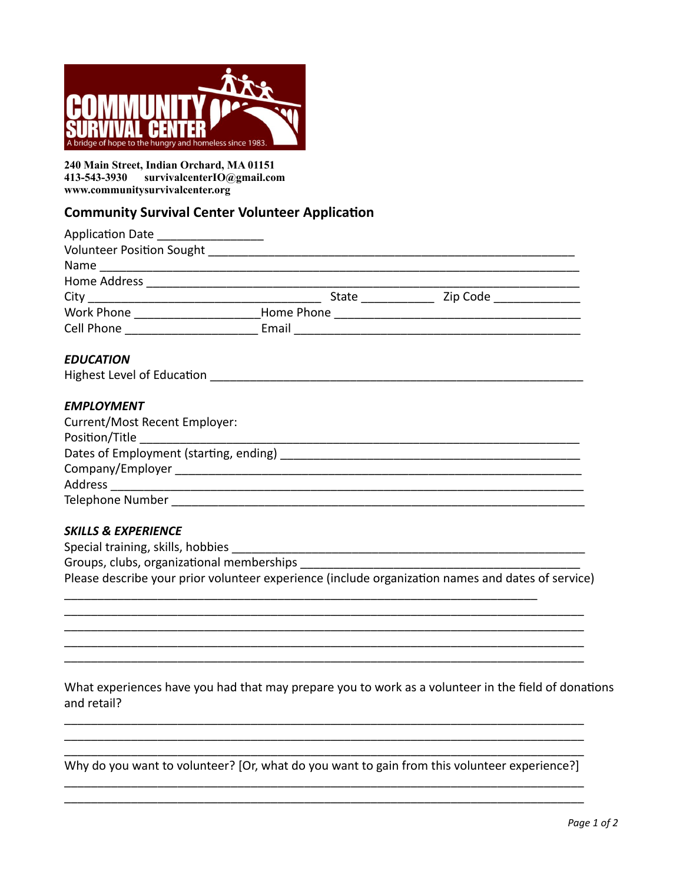COMMUNITY SURVIVAL CENTER
A bridge of hope to the hungry and homeless since 1983.

**240 Main Street, Indian Orchard, MA 01151**
**413-543-3930 survivalcenterIO@gmail.com**
**www.communitysurvivalcenter.org**

## Community Survival Center Volunteer Application

Application Date _______________
Volunteer Position Sought ________________________________________________________
Name ____________________________________________________________________________
Home Address ____________________________________________________________________
City ___________________________________ State ___________ Zip Code _____________
Work Phone __________________Home Phone _____________________________________
Cell Phone ____________________ Email ________________________________________

***EDUCATION***
Highest Level of Education ______________________________________________________

***EMPLOYMENT***
Current/Most Recent Employer:
Position/Title _________________________________________________________________
Dates of Employment (starting, ending) __________________________________________
Company/Employer ________________________________________________________________
Address ________________________________________________________________________
Telephone Number ________________________________________________________________

***SKILLS & EXPERIENCE***
Special training, skills, hobbies _______________________________________________
Groups, clubs, organizational memberships ________________________________________
Please describe your prior volunteer experience (include organization names and dates of service)
_________________________________________________________________________
_____________________________________________________________________________
_____________________________________________________________________________
_____________________________________________________________________________
_____________________________________________________________________________

What experiences have you had that may prepare you to work as a volunteer in the field of donations and retail?

_____________________________________________________________________________
_____________________________________________________________________________
_____________________________________________________________________________

Why do you want to volunteer? [Or, what do you want to gain from this volunteer experience?]

_____________________________________________________________________________
_____________________________________________________________________________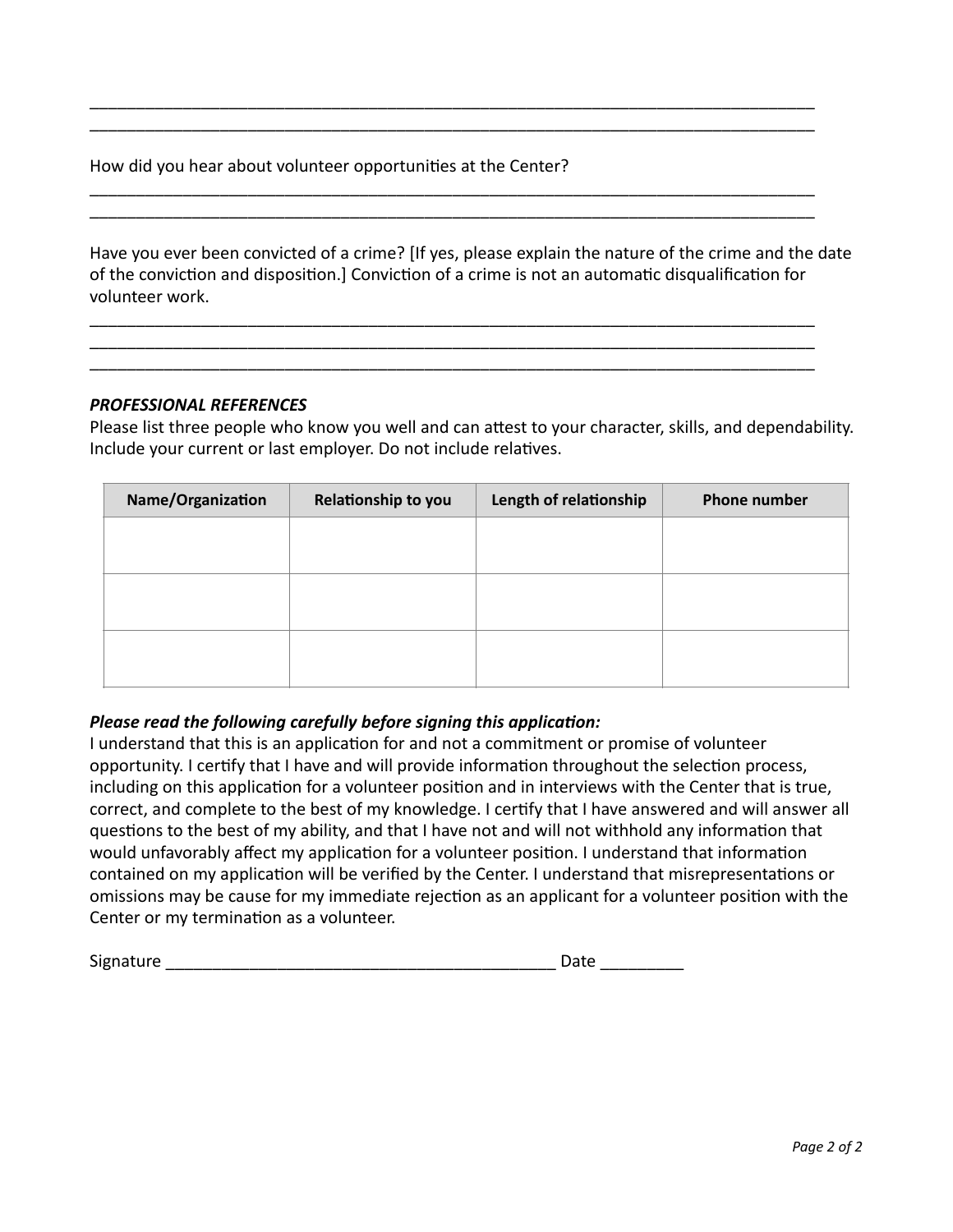\_\_\_\_\_\_\_\_\_\_\_\_\_\_\_\_\_\_\_\_\_\_\_\_\_\_\_\_\_\_\_\_\_\_\_\_\_\_\_\_\_\_\_\_\_\_\_\_\_\_\_\_\_\_\_\_\_\_\_\_\_\_\_\_\_\_\_\_\_\_\_\_\_\_\_\_\_\_
\_\_\_\_\_\_\_\_\_\_\_\_\_\_\_\_\_\_\_\_\_\_\_\_\_\_\_\_\_\_\_\_\_\_\_\_\_\_\_\_\_\_\_\_\_\_\_\_\_\_\_\_\_\_\_\_\_\_\_\_\_\_\_\_\_\_\_\_\_\_\_\_\_\_\_\_\_\_

How did you hear about volunteer opportunities at the Center?

\_\_\_\_\_\_\_\_\_\_\_\_\_\_\_\_\_\_\_\_\_\_\_\_\_\_\_\_\_\_\_\_\_\_\_\_\_\_\_\_\_\_\_\_\_\_\_\_\_\_\_\_\_\_\_\_\_\_\_\_\_\_\_\_\_\_\_\_\_\_\_\_\_\_\_\_\_\_
\_\_\_\_\_\_\_\_\_\_\_\_\_\_\_\_\_\_\_\_\_\_\_\_\_\_\_\_\_\_\_\_\_\_\_\_\_\_\_\_\_\_\_\_\_\_\_\_\_\_\_\_\_\_\_\_\_\_\_\_\_\_\_\_\_\_\_\_\_\_\_\_\_\_\_\_\_\_

Have you ever been convicted of a crime? [If yes, please explain the nature of the crime and the date of the conviction and disposition.] Conviction of a crime is not an automatic disqualification for volunteer work.

\_\_\_\_\_\_\_\_\_\_\_\_\_\_\_\_\_\_\_\_\_\_\_\_\_\_\_\_\_\_\_\_\_\_\_\_\_\_\_\_\_\_\_\_\_\_\_\_\_\_\_\_\_\_\_\_\_\_\_\_\_\_\_\_\_\_\_\_\_\_\_\_\_\_\_\_\_\_
\_\_\_\_\_\_\_\_\_\_\_\_\_\_\_\_\_\_\_\_\_\_\_\_\_\_\_\_\_\_\_\_\_\_\_\_\_\_\_\_\_\_\_\_\_\_\_\_\_\_\_\_\_\_\_\_\_\_\_\_\_\_\_\_\_\_\_\_\_\_\_\_\_\_\_\_\_\_
\_\_\_\_\_\_\_\_\_\_\_\_\_\_\_\_\_\_\_\_\_\_\_\_\_\_\_\_\_\_\_\_\_\_\_\_\_\_\_\_\_\_\_\_\_\_\_\_\_\_\_\_\_\_\_\_\_\_\_\_\_\_\_\_\_\_\_\_\_\_\_\_\_\_\_\_\_\_

***PROFESSIONAL REFERENCES***

Please list three people who know you well and can attest to your character, skills, and dependability. Include your current or last employer. Do not include relatives.

| Name/Organization | Relationship to you | Length of relationship | Phone number |
|---|---|---|---|
| | | | |
| | | | |
| | | | |

***Please read the following carefully before signing this application:***

I understand that this is an application for and not a commitment or promise of volunteer opportunity. I certify that I have and will provide information throughout the selection process, including on this application for a volunteer position and in interviews with the Center that is true, correct, and complete to the best of my knowledge. I certify that I have answered and will answer all questions to the best of my ability, and that I have not and will not withhold any information that would unfavorably affect my application for a volunteer position. I understand that information contained on my application will be verified by the Center. I understand that misrepresentations or omissions may be cause for my immediate rejection as an applicant for a volunteer position with the Center or my termination as a volunteer.

Signature \_\_\_\_\_\_\_\_\_\_\_\_\_\_\_\_\_\_\_\_\_\_\_\_\_\_\_\_\_\_\_\_\_\_\_\_\_\_\_\_\_\_\_ Date \_\_\_\_\_\_\_\_\_